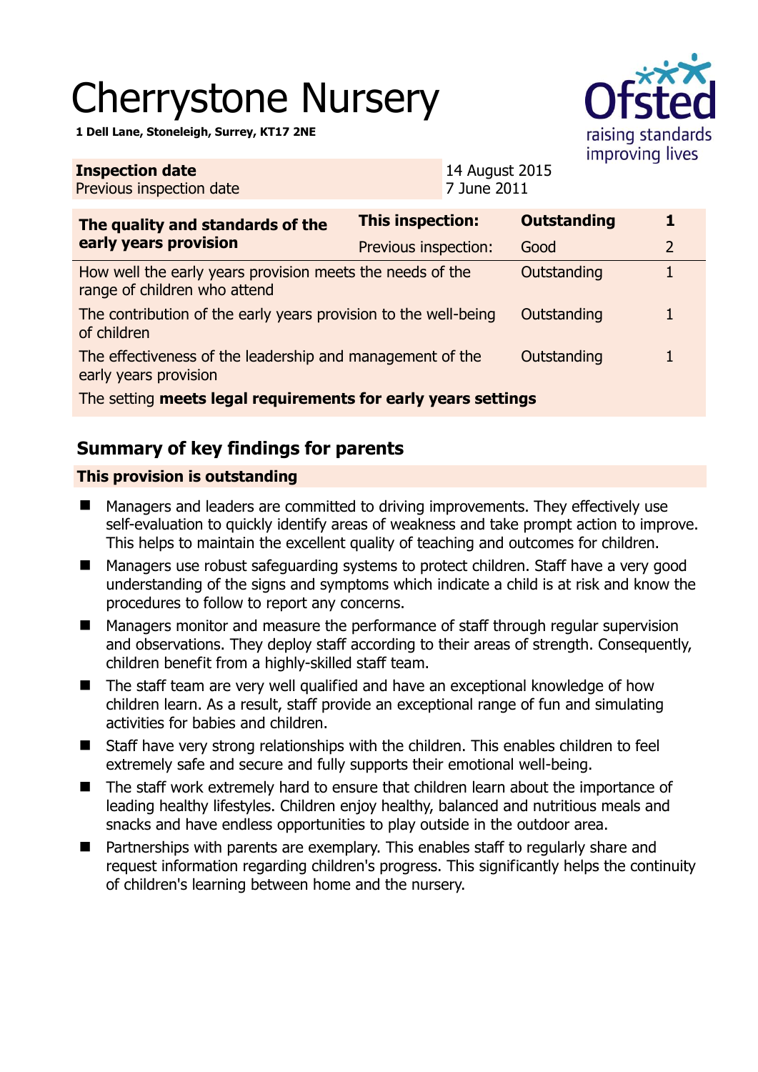# Cherrystone Nursery

**1 Dell Lane, Stoneleigh, Surrey, KT17 2NE**

| **Inspection date** | 14 August 2015 |
|---|---|
| Previous inspection date | 7 June 2011 |

| **The quality and standards of the early years provision** | **This inspection:** | **Outstanding** | **1** |
|---|---|---|---|
| | Previous inspection: | Good | 2 |
| How well the early years provision meets the needs of the range of children who attend | | Outstanding | 1 |
| The contribution of the early years provision to the well-being of children | | Outstanding | 1 |
| The effectiveness of the leadership and management of the early years provision | | Outstanding | 1 |
| The setting **meets legal requirements for early years settings** | | | |

## Summary of key findings for parents

**This provision is outstanding**

- Managers and leaders are committed to driving improvements. They effectively use self-evaluation to quickly identify areas of weakness and take prompt action to improve. This helps to maintain the excellent quality of teaching and outcomes for children.
- Managers use robust safeguarding systems to protect children. Staff have a very good understanding of the signs and symptoms which indicate a child is at risk and know the procedures to follow to report any concerns.
- Managers monitor and measure the performance of staff through regular supervision and observations. They deploy staff according to their areas of strength. Consequently, children benefit from a highly-skilled staff team.
- The staff team are very well qualified and have an exceptional knowledge of how children learn. As a result, staff provide an exceptional range of fun and simulating activities for babies and children.
- Staff have very strong relationships with the children. This enables children to feel extremely safe and secure and fully supports their emotional well-being.
- The staff work extremely hard to ensure that children learn about the importance of leading healthy lifestyles. Children enjoy healthy, balanced and nutritious meals and snacks and have endless opportunities to play outside in the outdoor area.
- Partnerships with parents are exemplary. This enables staff to regularly share and request information regarding children's progress. This significantly helps the continuity of children's learning between home and the nursery.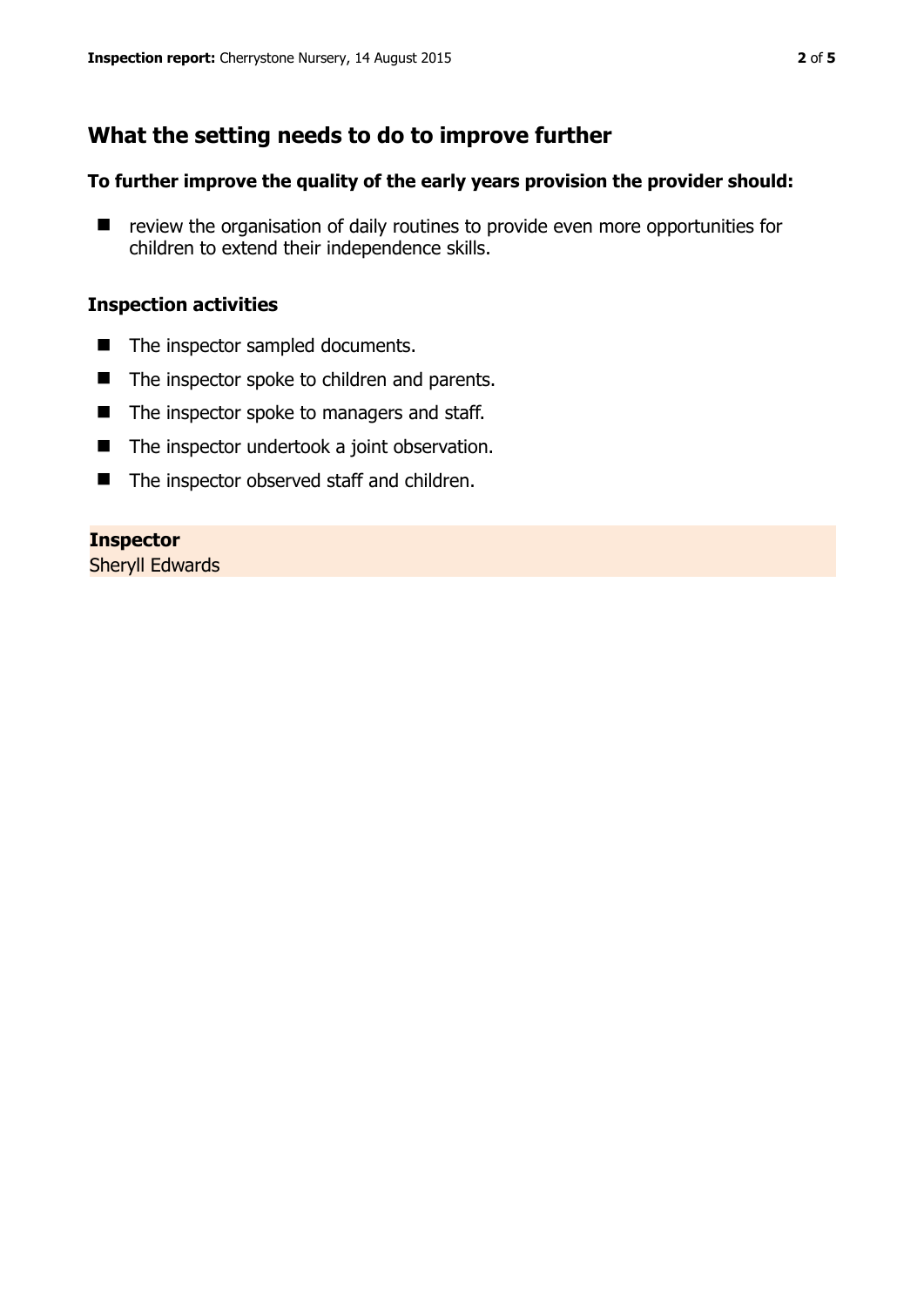## What the setting needs to do to improve further

### To further improve the quality of the early years provision the provider should:

- review the organisation of daily routines to provide even more opportunities for children to extend their independence skills.

### Inspection activities

- The inspector sampled documents.
- The inspector spoke to children and parents.
- The inspector spoke to managers and staff.
- The inspector undertook a joint observation.
- The inspector observed staff and children.

**Inspector**
Sheryll Edwards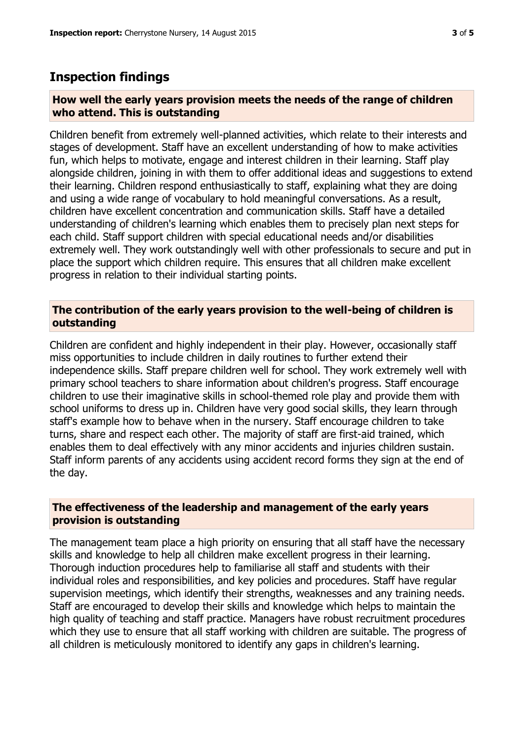## Inspection findings

### How well the early years provision meets the needs of the range of children who attend. This is outstanding

Children benefit from extremely well-planned activities, which relate to their interests and stages of development. Staff have an excellent understanding of how to make activities fun, which helps to motivate, engage and interest children in their learning. Staff play alongside children, joining in with them to offer additional ideas and suggestions to extend their learning. Children respond enthusiastically to staff, explaining what they are doing and using a wide range of vocabulary to hold meaningful conversations. As a result, children have excellent concentration and communication skills. Staff have a detailed understanding of children's learning which enables them to precisely plan next steps for each child. Staff support children with special educational needs and/or disabilities extremely well. They work outstandingly well with other professionals to secure and put in place the support which children require. This ensures that all children make excellent progress in relation to their individual starting points.

### The contribution of the early years provision to the well-being of children is outstanding

Children are confident and highly independent in their play. However, occasionally staff miss opportunities to include children in daily routines to further extend their independence skills. Staff prepare children well for school. They work extremely well with primary school teachers to share information about children's progress. Staff encourage children to use their imaginative skills in school-themed role play and provide them with school uniforms to dress up in. Children have very good social skills, they learn through staff's example how to behave when in the nursery. Staff encourage children to take turns, share and respect each other. The majority of staff are first-aid trained, which enables them to deal effectively with any minor accidents and injuries children sustain. Staff inform parents of any accidents using accident record forms they sign at the end of the day.

### The effectiveness of the leadership and management of the early years provision is outstanding

The management team place a high priority on ensuring that all staff have the necessary skills and knowledge to help all children make excellent progress in their learning. Thorough induction procedures help to familiarise all staff and students with their individual roles and responsibilities, and key policies and procedures. Staff have regular supervision meetings, which identify their strengths, weaknesses and any training needs. Staff are encouraged to develop their skills and knowledge which helps to maintain the high quality of teaching and staff practice. Managers have robust recruitment procedures which they use to ensure that all staff working with children are suitable. The progress of all children is meticulously monitored to identify any gaps in children's learning.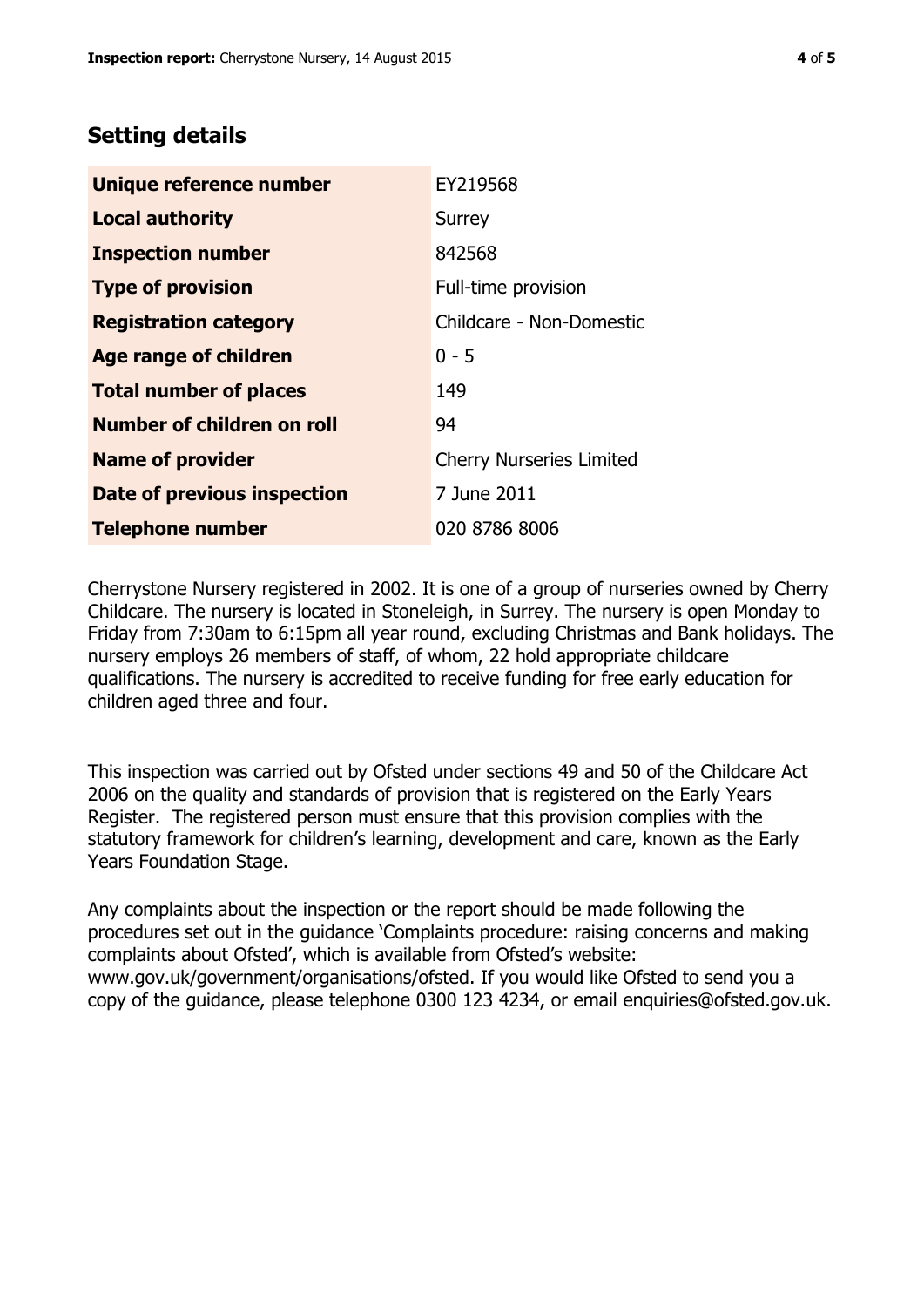## Setting details

| | |
|---|---|
| **Unique reference number** | EY219568 |
| **Local authority** | Surrey |
| **Inspection number** | 842568 |
| **Type of provision** | Full-time provision |
| **Registration category** | Childcare - Non-Domestic |
| **Age range of children** | 0 - 5 |
| **Total number of places** | 149 |
| **Number of children on roll** | 94 |
| **Name of provider** | Cherry Nurseries Limited |
| **Date of previous inspection** | 7 June 2011 |
| **Telephone number** | 020 8786 8006 |

Cherrystone Nursery registered in 2002. It is one of a group of nurseries owned by Cherry Childcare. The nursery is located in Stoneleigh, in Surrey. The nursery is open Monday to Friday from 7:30am to 6:15pm all year round, excluding Christmas and Bank holidays. The nursery employs 26 members of staff, of whom, 22 hold appropriate childcare qualifications. The nursery is accredited to receive funding for free early education for children aged three and four.

This inspection was carried out by Ofsted under sections 49 and 50 of the Childcare Act 2006 on the quality and standards of provision that is registered on the Early Years Register. The registered person must ensure that this provision complies with the statutory framework for children's learning, development and care, known as the Early Years Foundation Stage.

Any complaints about the inspection or the report should be made following the procedures set out in the guidance 'Complaints procedure: raising concerns and making complaints about Ofsted', which is available from Ofsted's website: www.gov.uk/government/organisations/ofsted. If you would like Ofsted to send you a copy of the guidance, please telephone 0300 123 4234, or email enquiries@ofsted.gov.uk.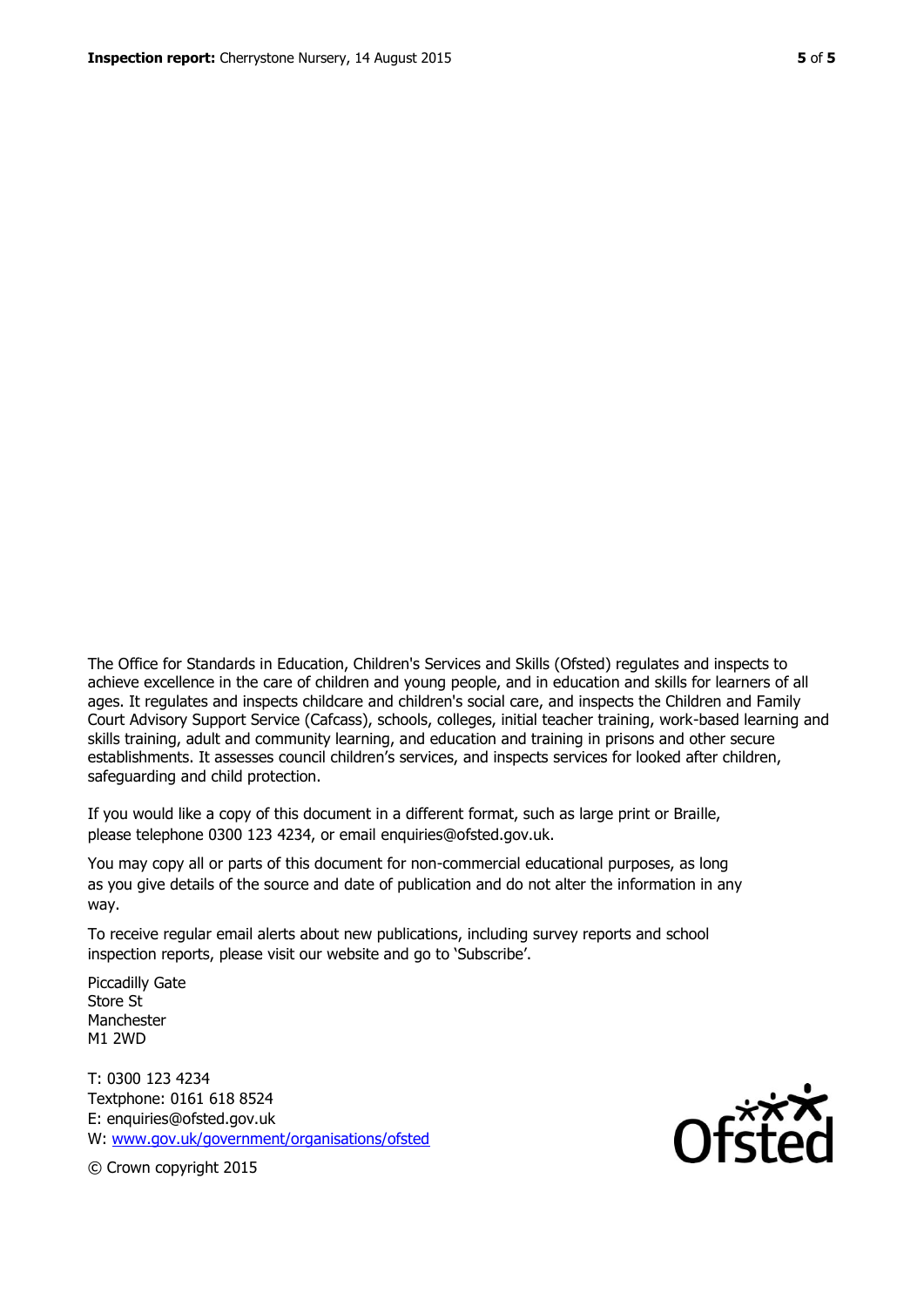The Office for Standards in Education, Children's Services and Skills (Ofsted) regulates and inspects to achieve excellence in the care of children and young people, and in education and skills for learners of all ages. It regulates and inspects childcare and children's social care, and inspects the Children and Family Court Advisory Support Service (Cafcass), schools, colleges, initial teacher training, work-based learning and skills training, adult and community learning, and education and training in prisons and other secure establishments. It assesses council children's services, and inspects services for looked after children, safeguarding and child protection.

If you would like a copy of this document in a different format, such as large print or Braille, please telephone 0300 123 4234, or email enquiries@ofsted.gov.uk.

You may copy all or parts of this document for non-commercial educational purposes, as long as you give details of the source and date of publication and do not alter the information in any way.

To receive regular email alerts about new publications, including survey reports and school inspection reports, please visit our website and go to 'Subscribe'.

Piccadilly Gate
Store St
Manchester
M1 2WD

T: 0300 123 4234
Textphone: 0161 618 8524
E: enquiries@ofsted.gov.uk
W: [www.gov.uk/government/organisations/ofsted](http://www.gov.uk/government/organisations/ofsted)

© Crown copyright 2015

Ofsted